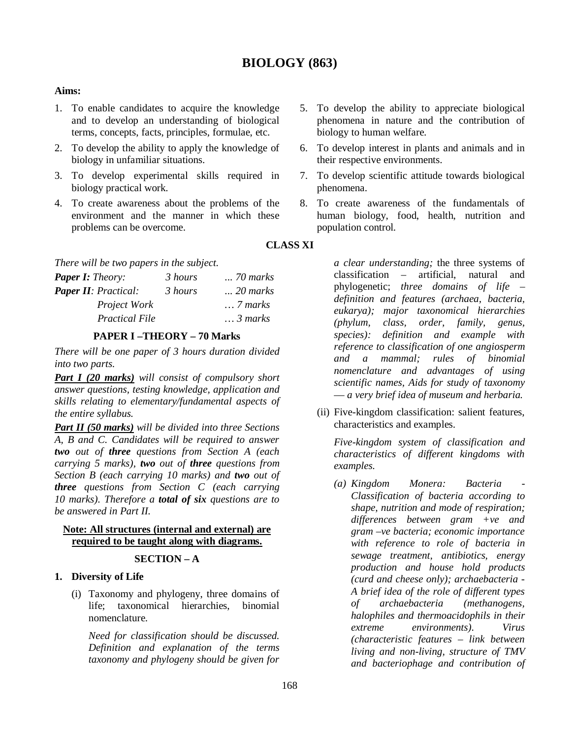# BIOLOGY (863)

**Aims:**

1. To enable candidates to acquire the knowledge and to develop an understanding of biological terms, concepts, facts, principles, formulae, etc.
2. To develop the ability to apply the knowledge of biology in unfamiliar situations.
3. To develop experimental skills required in biology practical work.
4. To create awareness about the problems of the environment and the manner in which these problems can be overcome.
5. To develop the ability to appreciate biological phenomena in nature and the contribution of biology to human welfare.
6. To develop interest in plants and animals and in their respective environments.
7. To develop scientific attitude towards biological phenomena.
8. To create awareness of the fundamentals of human biology, food, health, nutrition and population control.

## CLASS XI

*There will be two papers in the subject.*

| | | |
|---|---|---|
| ***Paper I:** Theory:* | *3 hours* | *... 70 marks* |
| ***Paper II**: Practical:* | *3 hours* | *... 20 marks* |
| *Project Work* | | *… 7 marks* |
| *Practical File* | | *… 3 marks* |

### PAPER I –THEORY – 70 Marks

*There will be one paper of 3 hours duration divided into two parts.*

***Part I (20 marks)*** *will consist of compulsory short answer questions, testing knowledge, application and skills relating to elementary/fundamental aspects of the entire syllabus.*

***Part II (50 marks)*** *will be divided into three Sections A, B and C. Candidates will be required to answer **two** out of **three** questions from Section A (each carrying 5 marks), **two** out of **three** questions from Section B (each carrying 10 marks) and **two** out of **three** questions from Section C (each carrying 10 marks). Therefore a **total of six** questions are to be answered in Part II.*

**Note: All structures (internal and external) are required to be taught along with diagrams.**

### SECTION – A

**1. Diversity of Life**

(i) Taxonomy and phylogeny, three domains of life; taxonomical hierarchies, binomial nomenclature.

*Need for classification should be discussed. Definition and explanation of the terms taxonomy and phylogeny should be given for a clear understanding;* the three systems of classification – artificial, natural and phylogenetic; *three domains of life – definition and features (archaea, bacteria, eukarya); major taxonomical hierarchies (phylum, class, order, family, genus, species): definition and example with reference to classification of one angiosperm and a mammal; rules of binomial nomenclature and advantages of using scientific names, Aids for study of taxonomy — a very brief idea of museum and herbaria.*

(ii) Five-kingdom classification: salient features, characteristics and examples.

*Five-kingdom system of classification and characteristics of different kingdoms with examples.*

*(a) Kingdom Monera: Bacteria - Classification of bacteria according to shape, nutrition and mode of respiration; differences between gram +ve and gram –ve bacteria; economic importance with reference to role of bacteria in sewage treatment, antibiotics, energy production and house hold products (curd and cheese only); archaebacteria - A brief idea of the role of different types of archaebacteria (methanogens, halophiles and thermoacidophils in their extreme environments). Virus (characteristic features – link between living and non-living, structure of TMV and bacteriophage and contribution of*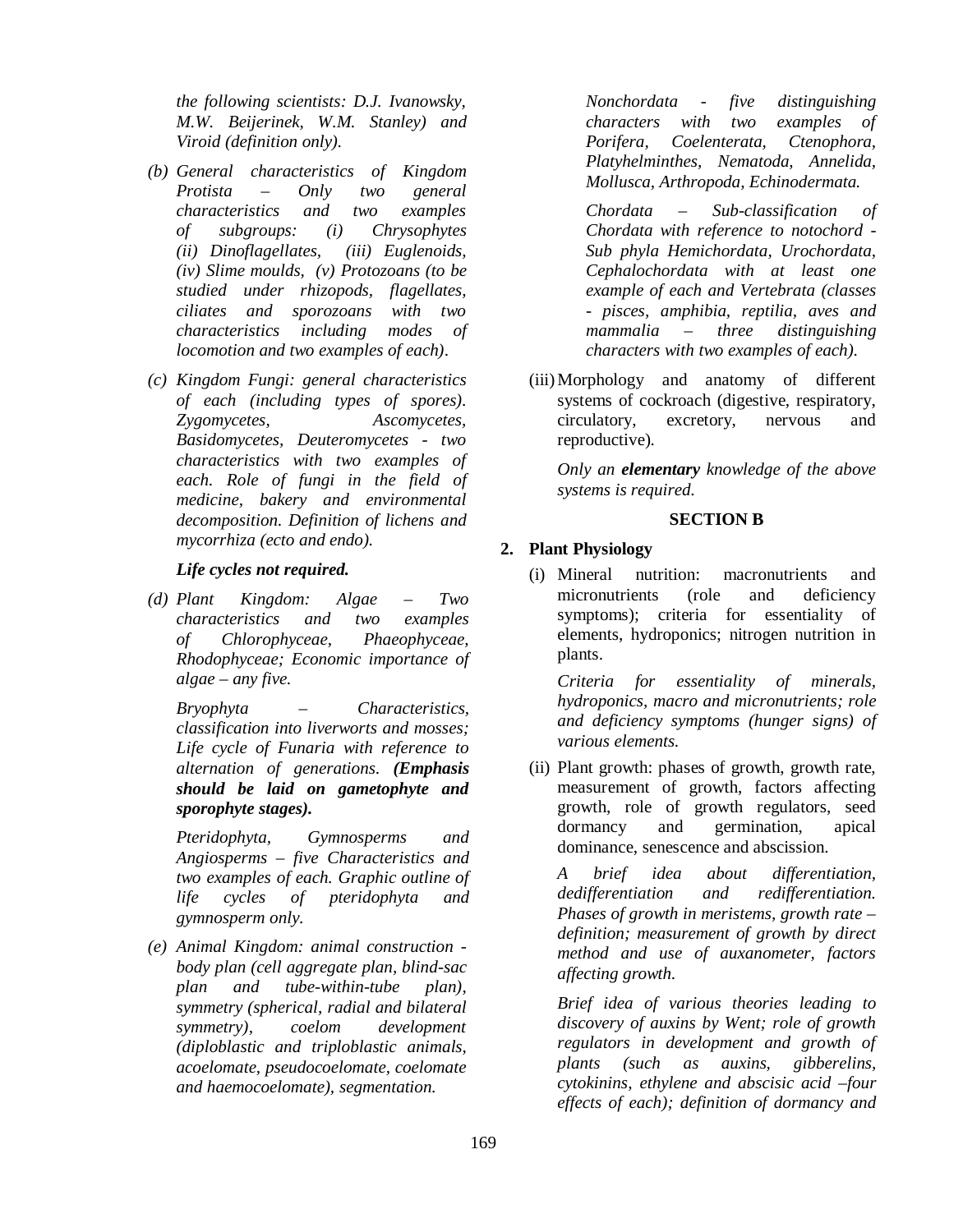*the following scientists: D.J. Ivanowsky, M.W. Beijerinek, W.M. Stanley) and Viroid (definition only).*

*(b) General characteristics of Kingdom Protista – Only two general characteristics and two examples of subgroups: (i) Chrysophytes (ii) Dinoflagellates, (iii) Euglenoids, (iv) Slime moulds, (v) Protozoans (to be studied under rhizopods, flagellates, ciliates and sporozoans with two characteristics including modes of locomotion and two examples of each).*

*(c) Kingdom Fungi: general characteristics of each (including types of spores). Zygomycetes, Ascomycetes, Basidomycetes, Deuteromycetes - two characteristics with two examples of each. Role of fungi in the field of medicine, bakery and environmental decomposition. Definition of lichens and mycorrhiza (ecto and endo).*

***Life cycles not required.***

*(d) Plant Kingdom: Algae – Two characteristics and two examples of Chlorophyceae, Phaeophyceae, Rhodophyceae; Economic importance of algae – any five.*

*Bryophyta – Characteristics, classification into liverworts and mosses; Life cycle of Funaria with reference to alternation of generations.* ***(Emphasis should be laid on gametophyte and sporophyte stages).***

*Pteridophyta, Gymnosperms and Angiosperms – five Characteristics and two examples of each. Graphic outline of life cycles of pteridophyta and gymnosperm only.*

*(e) Animal Kingdom: animal construction - body plan (cell aggregate plan, blind-sac plan and tube-within-tube plan), symmetry (spherical, radial and bilateral symmetry), coelom development (diploblastic and triploblastic animals, acoelomate, pseudocoelomate, coelomate and haemocoelomate), segmentation.*

*Nonchordata - five distinguishing characters with two examples of Porifera, Coelenterata, Ctenophora, Platyhelminthes, Nematoda, Annelida, Mollusca, Arthropoda, Echinodermata.*

*Chordata – Sub-classification of Chordata with reference to notochord - Sub phyla Hemichordata, Urochordata, Cephalochordata with at least one example of each and Vertebrata (classes - pisces, amphibia, reptilia, aves and mammalia – three distinguishing characters with two examples of each).*

(iii) Morphology and anatomy of different systems of cockroach (digestive, respiratory, circulatory, excretory, nervous and reproductive).

*Only an* ***elementary*** *knowledge of the above systems is required.*

### SECTION B

## 2. Plant Physiology

(i) Mineral nutrition: macronutrients and micronutrients (role and deficiency symptoms); criteria for essentiality of elements, hydroponics; nitrogen nutrition in plants.

*Criteria for essentiality of minerals, hydroponics, macro and micronutrients; role and deficiency symptoms (hunger signs) of various elements.*

(ii) Plant growth: phases of growth, growth rate, measurement of growth, factors affecting growth, role of growth regulators, seed dormancy and germination, apical dominance, senescence and abscission.

*A brief idea about differentiation, dedifferentiation and redifferentiation. Phases of growth in meristems, growth rate – definition; measurement of growth by direct method and use of auxanometer, factors affecting growth.*

*Brief idea of various theories leading to discovery of auxins by Went; role of growth regulators in development and growth of plants (such as auxins, gibberelins, cytokinins, ethylene and abscisic acid –four effects of each); definition of dormancy and*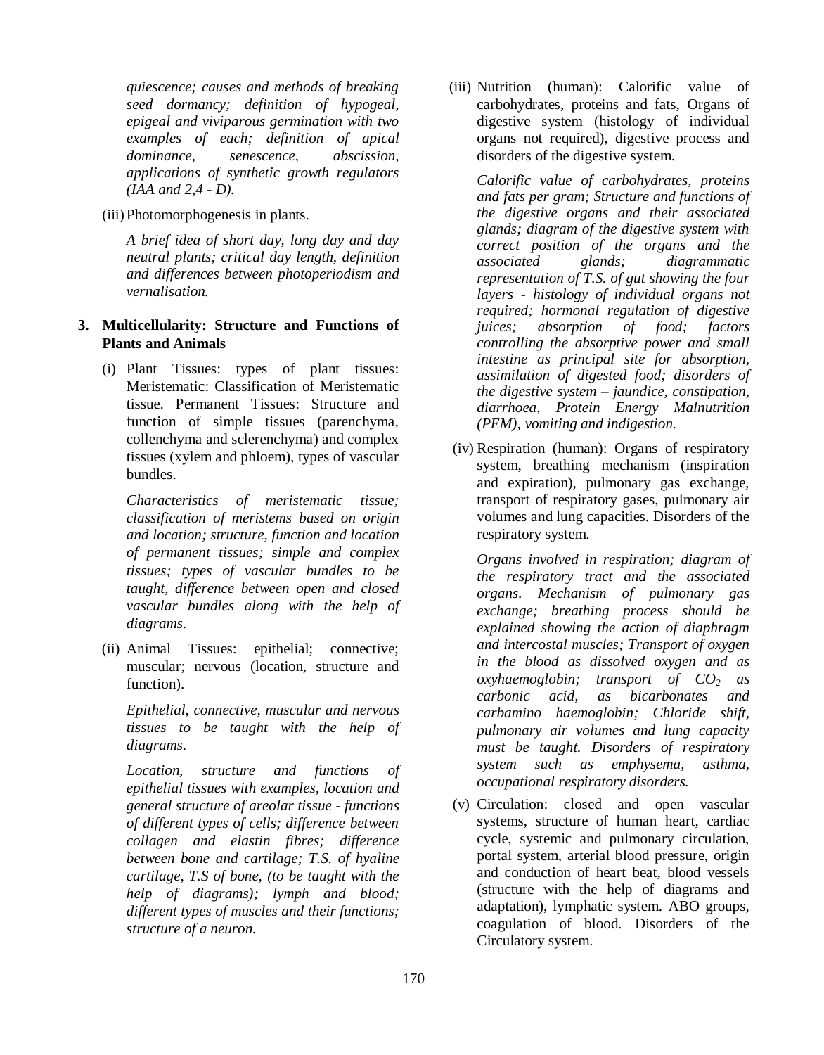*quiescence; causes and methods of breaking seed dormancy; definition of hypogeal, epigeal and viviparous germination with two examples of each; definition of apical dominance, senescence, abscission, applications of synthetic growth regulators (IAA and 2,4 - D).*

(iii) Photomorphogenesis in plants.

*A brief idea of short day, long day and day neutral plants; critical day length, definition and differences between photoperiodism and vernalisation.*

**3. Multicellularity: Structure and Functions of Plants and Animals**

(i) Plant Tissues: types of plant tissues: Meristematic: Classification of Meristematic tissue. Permanent Tissues: Structure and function of simple tissues (parenchyma, collenchyma and sclerenchyma) and complex tissues (xylem and phloem), types of vascular bundles.

*Characteristics of meristematic tissue; classification of meristems based on origin and location; structure, function and location of permanent tissues; simple and complex tissues; types of vascular bundles to be taught, difference between open and closed vascular bundles along with the help of diagrams.*

(ii) Animal Tissues: epithelial; connective; muscular; nervous (location, structure and function).

*Epithelial, connective, muscular and nervous tissues to be taught with the help of diagrams.*

*Location, structure and functions of epithelial tissues with examples, location and general structure of areolar tissue - functions of different types of cells; difference between collagen and elastin fibres; difference between bone and cartilage; T.S. of hyaline cartilage, T.S of bone, (to be taught with the help of diagrams); lymph and blood; different types of muscles and their functions; structure of a neuron.*

(iii) Nutrition (human): Calorific value of carbohydrates, proteins and fats, Organs of digestive system (histology of individual organs not required), digestive process and disorders of the digestive system.

*Calorific value of carbohydrates, proteins and fats per gram; Structure and functions of the digestive organs and their associated glands; diagram of the digestive system with correct position of the organs and the associated glands; diagrammatic representation of T.S. of gut showing the four layers - histology of individual organs not required; hormonal regulation of digestive juices; absorption of food; factors controlling the absorptive power and small intestine as principal site for absorption, assimilation of digested food; disorders of the digestive system – jaundice, constipation, diarrhoea, Protein Energy Malnutrition (PEM), vomiting and indigestion.*

(iv) Respiration (human): Organs of respiratory system, breathing mechanism (inspiration and expiration), pulmonary gas exchange, transport of respiratory gases, pulmonary air volumes and lung capacities. Disorders of the respiratory system.

*Organs involved in respiration; diagram of the respiratory tract and the associated organs. Mechanism of pulmonary gas exchange; breathing process should be explained showing the action of diaphragm and intercostal muscles; Transport of oxygen in the blood as dissolved oxygen and as oxyhaemoglobin; transport of $CO_2$ as carbonic acid, as bicarbonates and carbamino haemoglobin; Chloride shift, pulmonary air volumes and lung capacity must be taught. Disorders of respiratory system such as emphysema, asthma, occupational respiratory disorders.*

(v) Circulation: closed and open vascular systems, structure of human heart, cardiac cycle, systemic and pulmonary circulation, portal system, arterial blood pressure, origin and conduction of heart beat, blood vessels (structure with the help of diagrams and adaptation), lymphatic system. ABO groups, coagulation of blood. Disorders of the Circulatory system.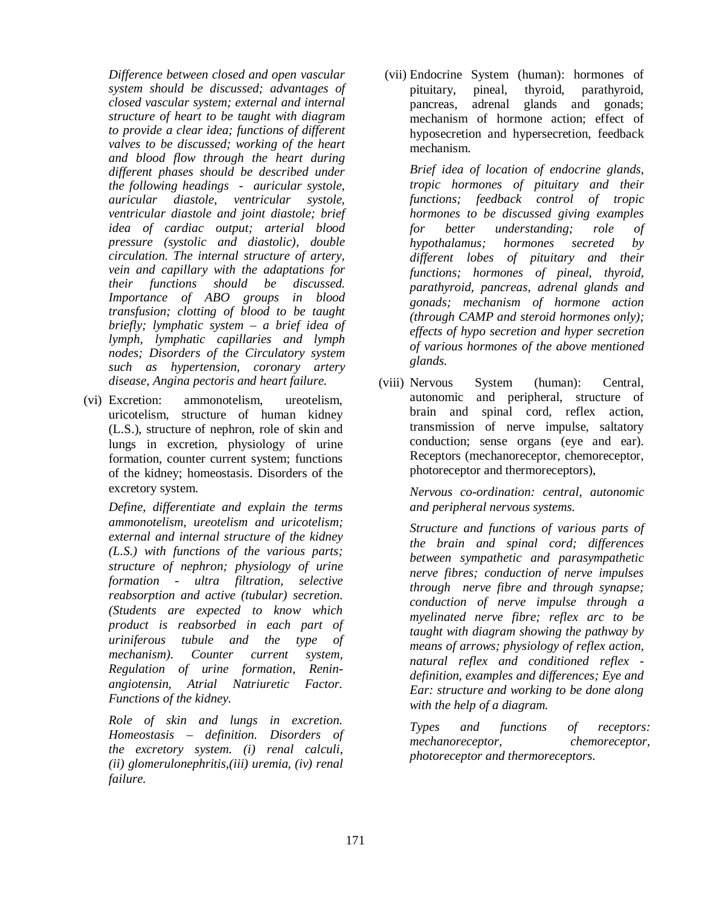*Difference between closed and open vascular system should be discussed; advantages of closed vascular system; external and internal structure of heart to be taught with diagram to provide a clear idea; functions of different valves to be discussed; working of the heart and blood flow through the heart during different phases should be described under the following headings - auricular systole, auricular diastole, ventricular systole, ventricular diastole and joint diastole; brief idea of cardiac output; arterial blood pressure (systolic and diastolic), double circulation. The internal structure of artery, vein and capillary with the adaptations for their functions should be discussed. Importance of ABO groups in blood transfusion; clotting of blood to be taught briefly; lymphatic system – a brief idea of lymph, lymphatic capillaries and lymph nodes; Disorders of the Circulatory system such as hypertension, coronary artery disease, Angina pectoris and heart failure.*

(vi) Excretion: ammonotelism, ureotelism, uricotelism, structure of human kidney (L.S.), structure of nephron, role of skin and lungs in excretion, physiology of urine formation, counter current system; functions of the kidney; homeostasis. Disorders of the excretory system.

*Define, differentiate and explain the terms ammonotelism, ureotelism and uricotelism; external and internal structure of the kidney (L.S.) with functions of the various parts; structure of nephron; physiology of urine formation - ultra filtration, selective reabsorption and active (tubular) secretion. (Students are expected to know which product is reabsorbed in each part of uriniferous tubule and the type of mechanism). Counter current system, Regulation of urine formation, Renin-angiotensin, Atrial Natriuretic Factor. Functions of the kidney.*

*Role of skin and lungs in excretion. Homeostasis – definition. Disorders of the excretory system. (i) renal calculi, (ii) glomerulonephritis,(iii) uremia, (iv) renal failure.*

(vii) Endocrine System (human): hormones of pituitary, pineal, thyroid, parathyroid, pancreas, adrenal glands and gonads; mechanism of hormone action; effect of hyposecretion and hypersecretion, feedback mechanism.

*Brief idea of location of endocrine glands, tropic hormones of pituitary and their functions; feedback control of tropic hormones to be discussed giving examples for better understanding; role of hypothalamus; hormones secreted by different lobes of pituitary and their functions; hormones of pineal, thyroid, parathyroid, pancreas, adrenal glands and gonads; mechanism of hormone action (through CAMP and steroid hormones only); effects of hypo secretion and hyper secretion of various hormones of the above mentioned glands.*

(viii) Nervous System (human): Central, autonomic and peripheral, structure of brain and spinal cord, reflex action, transmission of nerve impulse, saltatory conduction; sense organs (eye and ear). Receptors (mechanoreceptor, chemoreceptor, photoreceptor and thermoreceptors),

*Nervous co-ordination: central, autonomic and peripheral nervous systems.*

*Structure and functions of various parts of the brain and spinal cord; differences between sympathetic and parasympathetic nerve fibres; conduction of nerve impulses through nerve fibre and through synapse; conduction of nerve impulse through a myelinated nerve fibre; reflex arc to be taught with diagram showing the pathway by means of arrows; physiology of reflex action, natural reflex and conditioned reflex - definition, examples and differences; Eye and Ear: structure and working to be done along with the help of a diagram.*

*Types and functions of receptors: mechanoreceptor, chemoreceptor, photoreceptor and thermoreceptors.*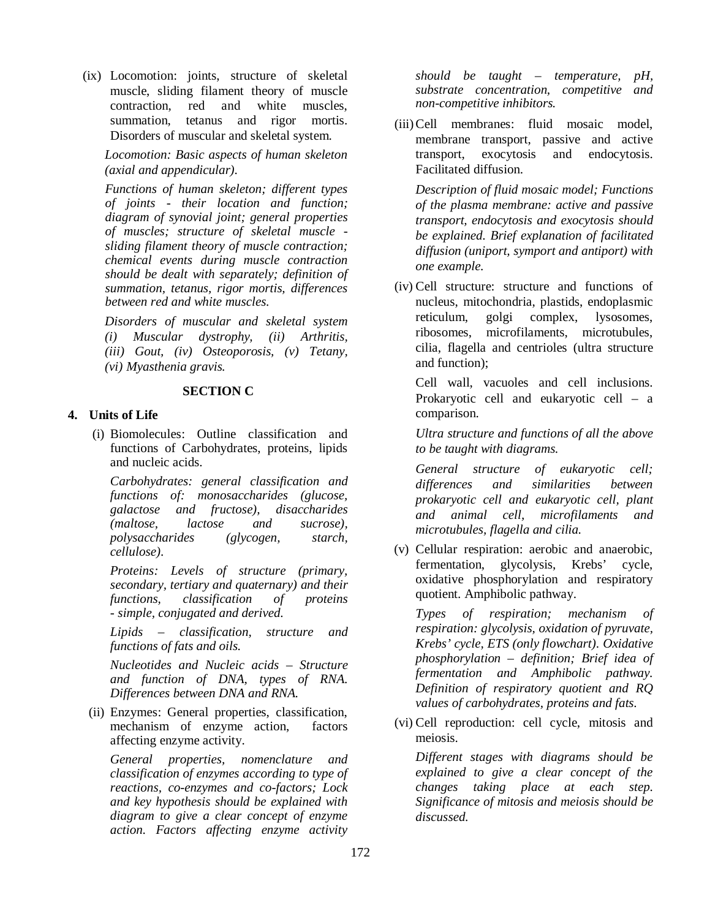(ix) Locomotion: joints, structure of skeletal muscle, sliding filament theory of muscle contraction, red and white muscles, summation, tetanus and rigor mortis. Disorders of muscular and skeletal system.

*Locomotion: Basic aspects of human skeleton (axial and appendicular).*

*Functions of human skeleton; different types of joints - their location and function; diagram of synovial joint; general properties of muscles; structure of skeletal muscle - sliding filament theory of muscle contraction; chemical events during muscle contraction should be dealt with separately; definition of summation, tetanus, rigor mortis, differences between red and white muscles.*

*Disorders of muscular and skeletal system (i) Muscular dystrophy, (ii) Arthritis, (iii) Gout, (iv) Osteoporosis, (v) Tetany, (vi) Myasthenia gravis.*

## SECTION C

### 4. Units of Life

(i) Biomolecules: Outline classification and functions of Carbohydrates, proteins, lipids and nucleic acids.

*Carbohydrates: general classification and functions of: monosaccharides (glucose, galactose and fructose), disaccharides (maltose, lactose and sucrose), polysaccharides (glycogen, starch, cellulose).*

*Proteins: Levels of structure (primary, secondary, tertiary and quaternary) and their functions, classification of proteins - simple, conjugated and derived.*

*Lipids – classification, structure and functions of fats and oils.*

*Nucleotides and Nucleic acids – Structure and function of DNA, types of RNA. Differences between DNA and RNA.*

(ii) Enzymes: General properties, classification, mechanism of enzyme action, factors affecting enzyme activity.

*General properties, nomenclature and classification of enzymes according to type of reactions, co-enzymes and co-factors; Lock and key hypothesis should be explained with diagram to give a clear concept of enzyme action. Factors affecting enzyme activity should be taught – temperature, pH, substrate concentration, competitive and non-competitive inhibitors.*

(iii) Cell membranes: fluid mosaic model, membrane transport, passive and active transport, exocytosis and endocytosis. Facilitated diffusion.

*Description of fluid mosaic model; Functions of the plasma membrane: active and passive transport, endocytosis and exocytosis should be explained. Brief explanation of facilitated diffusion (uniport, symport and antiport) with one example.*

(iv) Cell structure: structure and functions of nucleus, mitochondria, plastids, endoplasmic reticulum, golgi complex, lysosomes, ribosomes, microfilaments, microtubules, cilia, flagella and centrioles (ultra structure and function);

Cell wall, vacuoles and cell inclusions. Prokaryotic cell and eukaryotic cell – a comparison.

*Ultra structure and functions of all the above to be taught with diagrams.*

*General structure of eukaryotic cell; differences and similarities between prokaryotic cell and eukaryotic cell, plant and animal cell, microfilaments and microtubules, flagella and cilia.*

(v) Cellular respiration: aerobic and anaerobic, fermentation, glycolysis, Krebs' cycle, oxidative phosphorylation and respiratory quotient. Amphibolic pathway.

*Types of respiration; mechanism of respiration: glycolysis, oxidation of pyruvate, Krebs' cycle, ETS (only flowchart). Oxidative phosphorylation – definition; Brief idea of fermentation and Amphibolic pathway. Definition of respiratory quotient and RQ values of carbohydrates, proteins and fats.*

(vi) Cell reproduction: cell cycle, mitosis and meiosis.

*Different stages with diagrams should be explained to give a clear concept of the changes taking place at each step. Significance of mitosis and meiosis should be discussed.*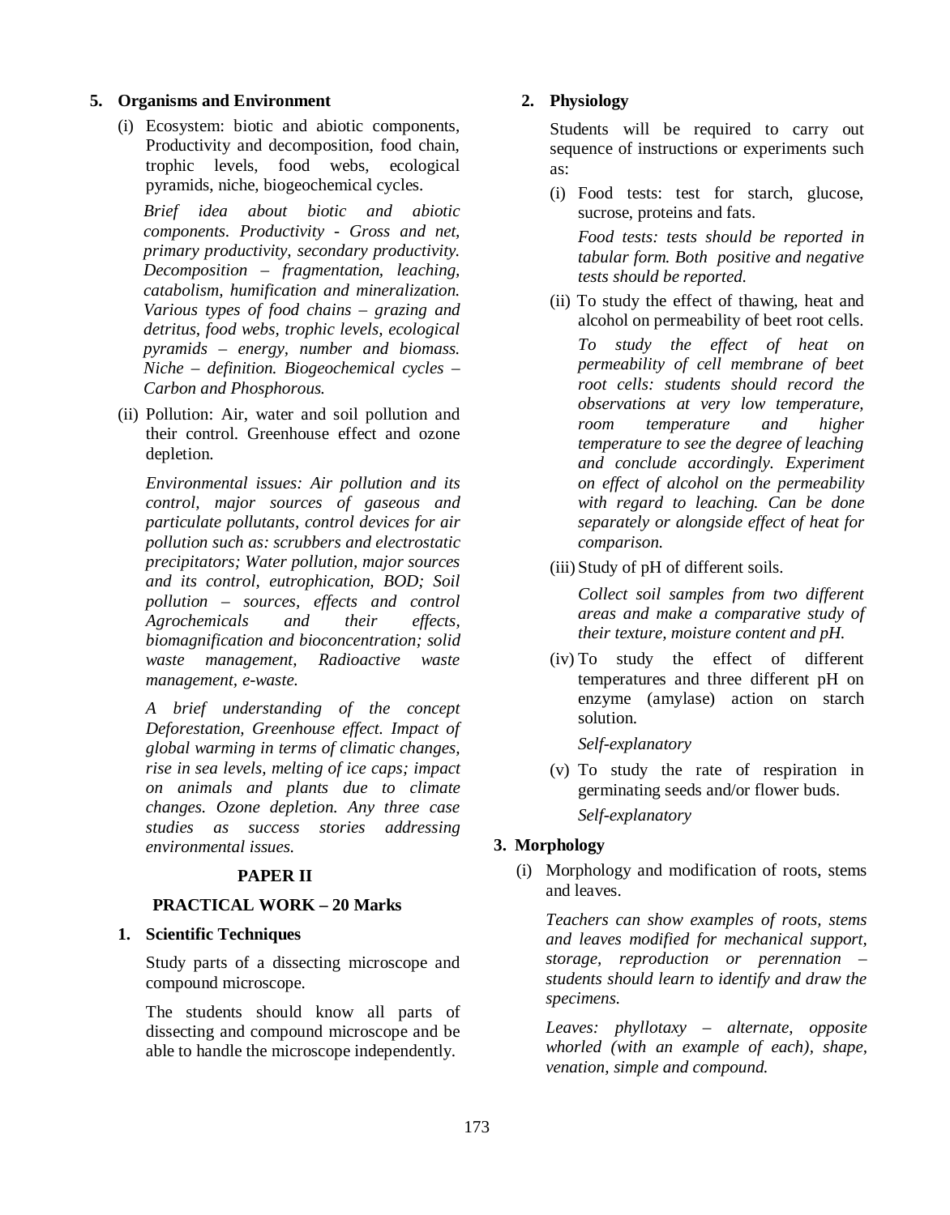5. **Organisms and Environment**

   (i) Ecosystem: biotic and abiotic components, Productivity and decomposition, food chain, trophic levels, food webs, ecological pyramids, niche, biogeochemical cycles.

   *Brief idea about biotic and abiotic components. Productivity - Gross and net, primary productivity, secondary productivity. Decomposition – fragmentation, leaching, catabolism, humification and mineralization. Various types of food chains – grazing and detritus, food webs, trophic levels, ecological pyramids – energy, number and biomass. Niche – definition. Biogeochemical cycles – Carbon and Phosphorous.*

   (ii) Pollution: Air, water and soil pollution and their control. Greenhouse effect and ozone depletion.

   *Environmental issues: Air pollution and its control, major sources of gaseous and particulate pollutants, control devices for air pollution such as: scrubbers and electrostatic precipitators; Water pollution, major sources and its control, eutrophication, BOD; Soil pollution – sources, effects and control Agrochemicals and their effects, biomagnification and bioconcentration; solid waste management, Radioactive waste management, e-waste.*

   *A brief understanding of the concept Deforestation, Greenhouse effect. Impact of global warming in terms of climatic changes, rise in sea levels, melting of ice caps; impact on animals and plants due to climate changes. Ozone depletion. Any three case studies as success stories addressing environmental issues.*

## PAPER II

## PRACTICAL WORK – 20 Marks

1. **Scientific Techniques**

   Study parts of a dissecting microscope and compound microscope.

   The students should know all parts of dissecting and compound microscope and be able to handle the microscope independently.

2. **Physiology**

   Students will be required to carry out sequence of instructions or experiments such as:

   (i) Food tests: test for starch, glucose, sucrose, proteins and fats.

   *Food tests: tests should be reported in tabular form. Both positive and negative tests should be reported.*

   (ii) To study the effect of thawing, heat and alcohol on permeability of beet root cells.

   *To study the effect of heat on permeability of cell membrane of beet root cells: students should record the observations at very low temperature, room temperature and higher temperature to see the degree of leaching and conclude accordingly. Experiment on effect of alcohol on the permeability with regard to leaching. Can be done separately or alongside effect of heat for comparison.*

   (iii) Study of pH of different soils.

   *Collect soil samples from two different areas and make a comparative study of their texture, moisture content and pH.*

   (iv) To study the effect of different temperatures and three different pH on enzyme (amylase) action on starch solution.

   *Self-explanatory*

   (v) To study the rate of respiration in germinating seeds and/or flower buds.

   *Self-explanatory*

3. **Morphology**

   (i) Morphology and modification of roots, stems and leaves.

   *Teachers can show examples of roots, stems and leaves modified for mechanical support, storage, reproduction or perennation – students should learn to identify and draw the specimens.*

   *Leaves: phyllotaxy – alternate, opposite whorled (with an example of each), shape, venation, simple and compound.*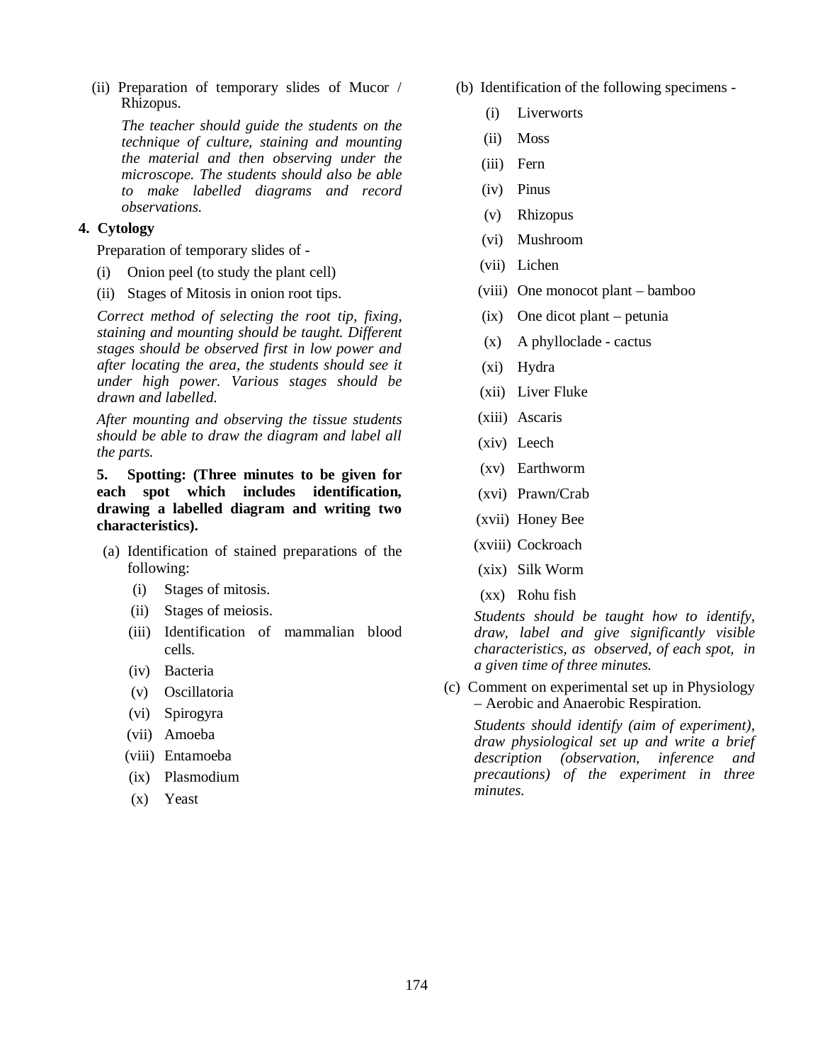(ii) Preparation of temporary slides of Mucor / Rhizopus.

*The teacher should guide the students on the technique of culture, staining and mounting the material and then observing under the microscope. The students should also be able to make labelled diagrams and record observations.*

**4. Cytology**

Preparation of temporary slides of -

(i) Onion peel (to study the plant cell)

(ii) Stages of Mitosis in onion root tips.

*Correct method of selecting the root tip, fixing, staining and mounting should be taught. Different stages should be observed first in low power and after locating the area, the students should see it under high power. Various stages should be drawn and labelled.*

*After mounting and observing the tissue students should be able to draw the diagram and label all the parts.*

**5. Spotting: (Three minutes to be given for each spot which includes identification, drawing a labelled diagram and writing two characteristics).**

(a) Identification of stained preparations of the following:

(i) Stages of mitosis.

(ii) Stages of meiosis.

(iii) Identification of mammalian blood cells.

(iv) Bacteria

(v) Oscillatoria

(vi) Spirogyra

(vii) Amoeba

(viii) Entamoeba

(ix) Plasmodium

(x) Yeast

(b) Identification of the following specimens -

(i) Liverworts

(ii) Moss

(iii) Fern

(iv) Pinus

(v) Rhizopus

(vi) Mushroom

(vii) Lichen

(viii) One monocot plant – bamboo

(ix) One dicot plant – petunia

(x) A phylloclade - cactus

(xi) Hydra

(xii) Liver Fluke

(xiii) Ascaris

(xiv) Leech

(xv) Earthworm

(xvi) Prawn/Crab

(xvii) Honey Bee

(xviii) Cockroach

(xix) Silk Worm

(xx) Rohu fish

*Students should be taught how to identify, draw, label and give significantly visible characteristics, as observed, of each spot, in a given time of three minutes.*

(c) Comment on experimental set up in Physiology – Aerobic and Anaerobic Respiration.

*Students should identify (aim of experiment), draw physiological set up and write a brief description (observation, inference and precautions) of the experiment in three minutes.*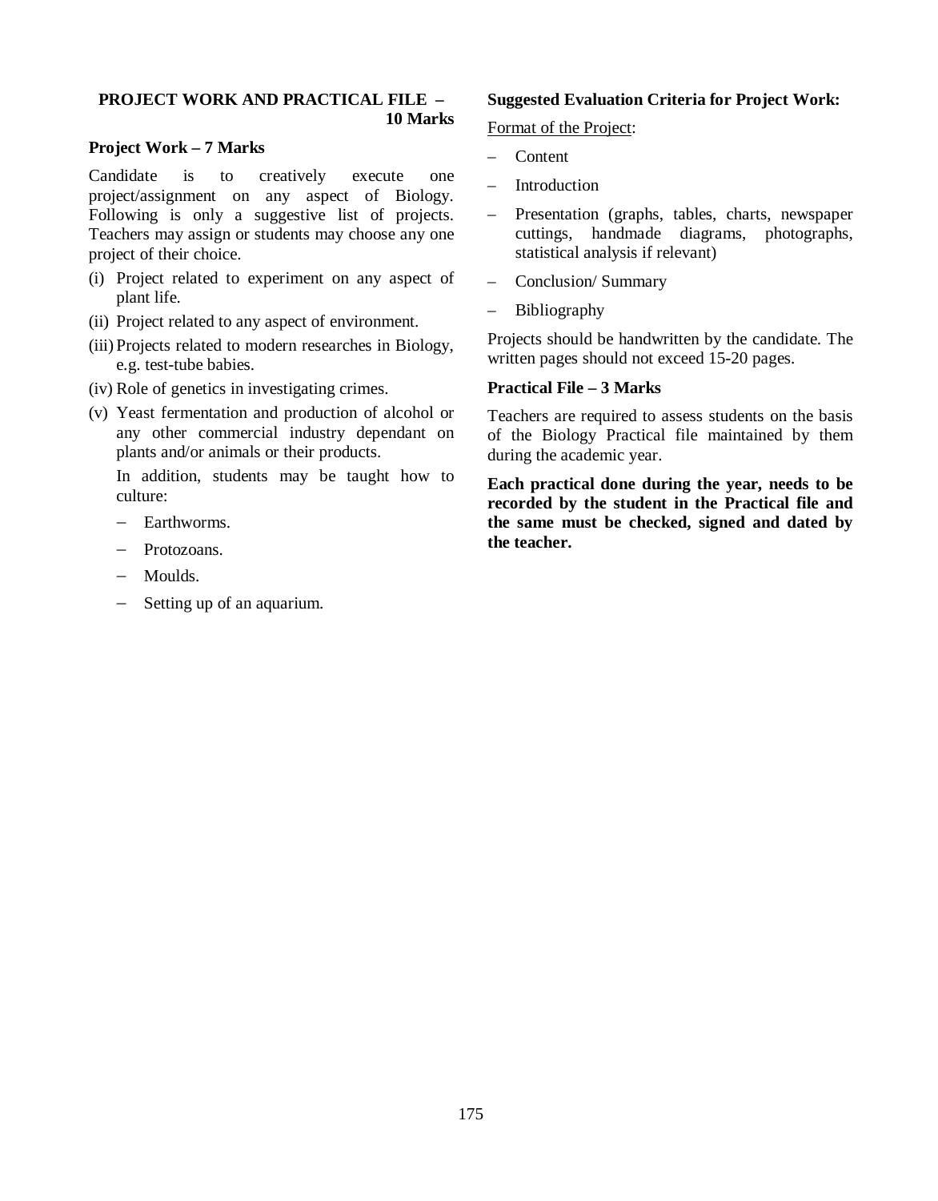### PROJECT WORK AND PRACTICAL FILE – 10 Marks

**Project Work – 7 Marks**

Candidate is to creatively execute one project/assignment on any aspect of Biology. Following is only a suggestive list of projects. Teachers may assign or students may choose any one project of their choice.

(i) Project related to experiment on any aspect of plant life.

(ii) Project related to any aspect of environment.

(iii) Projects related to modern researches in Biology, e.g. test-tube babies.

(iv) Role of genetics in investigating crimes.

(v) Yeast fermentation and production of alcohol or any other commercial industry dependant on plants and/or animals or their products.

In addition, students may be taught how to culture:

- Earthworms.
- Protozoans.
- Moulds.
- Setting up of an aquarium.

**Suggested Evaluation Criteria for Project Work:**

Format of the Project:

- Content
- Introduction
- Presentation (graphs, tables, charts, newspaper cuttings, handmade diagrams, photographs, statistical analysis if relevant)
- Conclusion/ Summary
- Bibliography

Projects should be handwritten by the candidate. The written pages should not exceed 15-20 pages.

**Practical File – 3 Marks**

Teachers are required to assess students on the basis of the Biology Practical file maintained by them during the academic year.

**Each practical done during the year, needs to be recorded by the student in the Practical file and the same must be checked, signed and dated by the teacher.**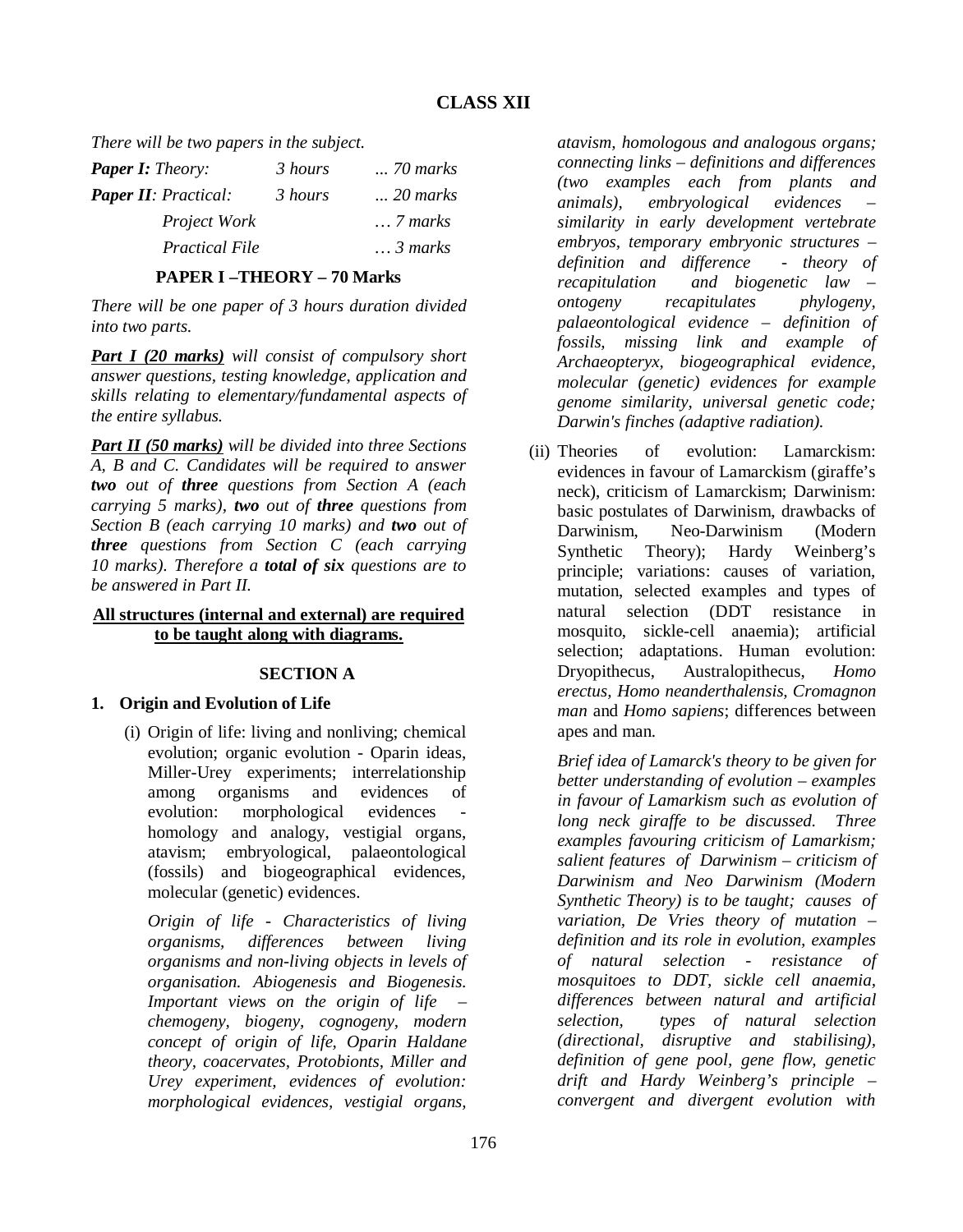## CLASS XII

*There will be two papers in the subject.*

| | | |
|---|---|---|
| ***Paper I:*** *Theory:* | *3 hours* | *... 70 marks* |
| ***Paper II****: Practical:* | *3 hours* | *... 20 marks* |
| *Project Work* | | *… 7 marks* |
| *Practical File* | | *… 3 marks* |

### PAPER I –THEORY – 70 Marks

*There will be one paper of 3 hours duration divided into two parts.*

***Part I (20 marks)*** *will consist of compulsory short answer questions, testing knowledge, application and skills relating to elementary/fundamental aspects of the entire syllabus.*

***Part II (50 marks)*** *will be divided into three Sections A, B and C. Candidates will be required to answer* ***two*** *out of* ***three*** *questions from Section A (each carrying 5 marks),* ***two*** *out of* ***three*** *questions from Section B (each carrying 10 marks) and* ***two*** *out of* ***three*** *questions from Section C (each carrying 10 marks). Therefore a* ***total of six*** *questions are to be answered in Part II.*

**All structures (internal and external) are required to be taught along with diagrams.**

### SECTION A

**1. Origin and Evolution of Life**

(i) Origin of life: living and nonliving; chemical evolution; organic evolution - Oparin ideas, Miller-Urey experiments; interrelationship among organisms and evidences of evolution: morphological evidences - homology and analogy, vestigial organs, atavism; embryological, palaeontological (fossils) and biogeographical evidences, molecular (genetic) evidences.

*Origin of life - Characteristics of living organisms, differences between living organisms and non-living objects in levels of organisation. Abiogenesis and Biogenesis. Important views on the origin of life – chemogeny, biogeny, cognogeny, modern concept of origin of life, Oparin Haldane theory, coacervates, Protobionts, Miller and Urey experiment, evidences of evolution: morphological evidences, vestigial organs, atavism, homologous and analogous organs; connecting links – definitions and differences (two examples each from plants and animals), embryological evidences – similarity in early development vertebrate embryos, temporary embryonic structures – definition and difference - theory of recapitulation and biogenetic law – ontogeny recapitulates phylogeny, palaeontological evidence – definition of fossils, missing link and example of Archaeopteryx, biogeographical evidence, molecular (genetic) evidences for example genome similarity, universal genetic code; Darwin's finches (adaptive radiation).*

(ii) Theories of evolution: Lamarckism: evidences in favour of Lamarckism (giraffe's neck), criticism of Lamarckism; Darwinism: basic postulates of Darwinism, drawbacks of Darwinism, Neo-Darwinism (Modern Synthetic Theory); Hardy Weinberg's principle; variations: causes of variation, mutation, selected examples and types of natural selection (DDT resistance in mosquito, sickle-cell anaemia); artificial selection; adaptations. Human evolution: Dryopithecus, Australopithecus, *Homo erectus*, *Homo neanderthalensis*, *Cromagnon man* and *Homo sapiens*; differences between apes and man.

*Brief idea of Lamarck's theory to be given for better understanding of evolution – examples in favour of Lamarkism such as evolution of long neck giraffe to be discussed. Three examples favouring criticism of Lamarkism; salient features of Darwinism – criticism of Darwinism and Neo Darwinism (Modern Synthetic Theory) is to be taught; causes of variation, De Vries theory of mutation – definition and its role in evolution, examples of natural selection - resistance of mosquitoes to DDT, sickle cell anaemia, differences between natural and artificial selection, types of natural selection (directional, disruptive and stabilising), definition of gene pool, gene flow, genetic drift and Hardy Weinberg's principle – convergent and divergent evolution with*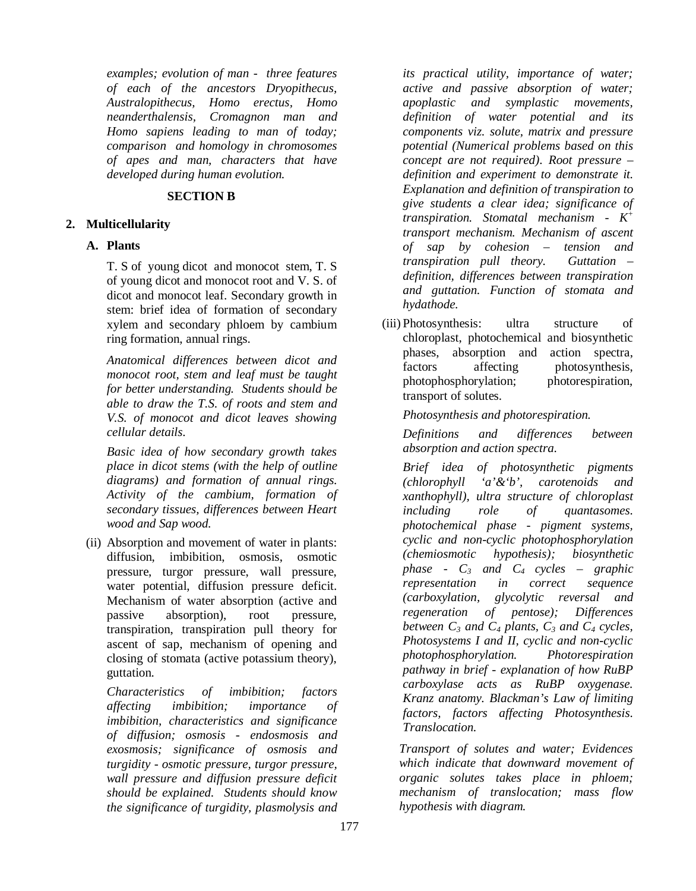*examples; evolution of man - three features of each of the ancestors Dryopithecus, Australopithecus, Homo erectus, Homo neanderthalensis, Cromagnon man and Homo sapiens leading to man of today; comparison and homology in chromosomes of apes and man, characters that have developed during human evolution.*

### SECTION B

**2. Multicellularity**

**A. Plants**

T. S of young dicot and monocot stem, T. S of young dicot and monocot root and V. S. of dicot and monocot leaf. Secondary growth in stem: brief idea of formation of secondary xylem and secondary phloem by cambium ring formation, annual rings.

*Anatomical differences between dicot and monocot root, stem and leaf must be taught for better understanding. Students should be able to draw the T.S. of roots and stem and V.S. of monocot and dicot leaves showing cellular details.*

*Basic idea of how secondary growth takes place in dicot stems (with the help of outline diagrams) and formation of annual rings. Activity of the cambium, formation of secondary tissues, differences between Heart wood and Sap wood.*

(ii) Absorption and movement of water in plants: diffusion, imbibition, osmosis, osmotic pressure, turgor pressure, wall pressure, water potential, diffusion pressure deficit. Mechanism of water absorption (active and passive absorption), root pressure, transpiration, transpiration pull theory for ascent of sap, mechanism of opening and closing of stomata (active potassium theory), guttation.

*Characteristics of imbibition; factors affecting imbibition; importance of imbibition, characteristics and significance of diffusion; osmosis - endosmosis and exosmosis; significance of osmosis and turgidity - osmotic pressure, turgor pressure, wall pressure and diffusion pressure deficit should be explained. Students should know the significance of turgidity, plasmolysis and its practical utility, importance of water; active and passive absorption of water; apoplastic and symplastic movements, definition of water potential and its components viz. solute, matrix and pressure potential (Numerical problems based on this concept are not required). Root pressure – definition and experiment to demonstrate it. Explanation and definition of transpiration to give students a clear idea; significance of transpiration. Stomatal mechanism - $K^+$ transport mechanism. Mechanism of ascent of sap by cohesion – tension and transpiration pull theory. Guttation – definition, differences between transpiration and guttation. Function of stomata and hydathode.*

(iii) Photosynthesis: ultra structure of chloroplast, photochemical and biosynthetic phases, absorption and action spectra, factors affecting photosynthesis, photophosphorylation; photorespiration, transport of solutes.

*Photosynthesis and photorespiration.*

*Definitions and differences between absorption and action spectra.*

*Brief idea of photosynthetic pigments (chlorophyll 'a'&'b', carotenoids and xanthophyll), ultra structure of chloroplast including role of quantasomes. photochemical phase - pigment systems, cyclic and non-cyclic photophosphorylation (chemiosmotic hypothesis); biosynthetic phase - $C_3$ and $C_4$ cycles – graphic representation in correct sequence (carboxylation, glycolytic reversal and regeneration of pentose); Differences between $C_3$ and $C_4$ plants, $C_3$ and $C_4$ cycles, Photosystems I and II, cyclic and non-cyclic photophosphorylation. Photorespiration pathway in brief - explanation of how RuBP carboxylase acts as RuBP oxygenase. Kranz anatomy. Blackman's Law of limiting factors, factors affecting Photosynthesis. Translocation.*

*Transport of solutes and water; Evidences which indicate that downward movement of organic solutes takes place in phloem; mechanism of translocation; mass flow hypothesis with diagram.*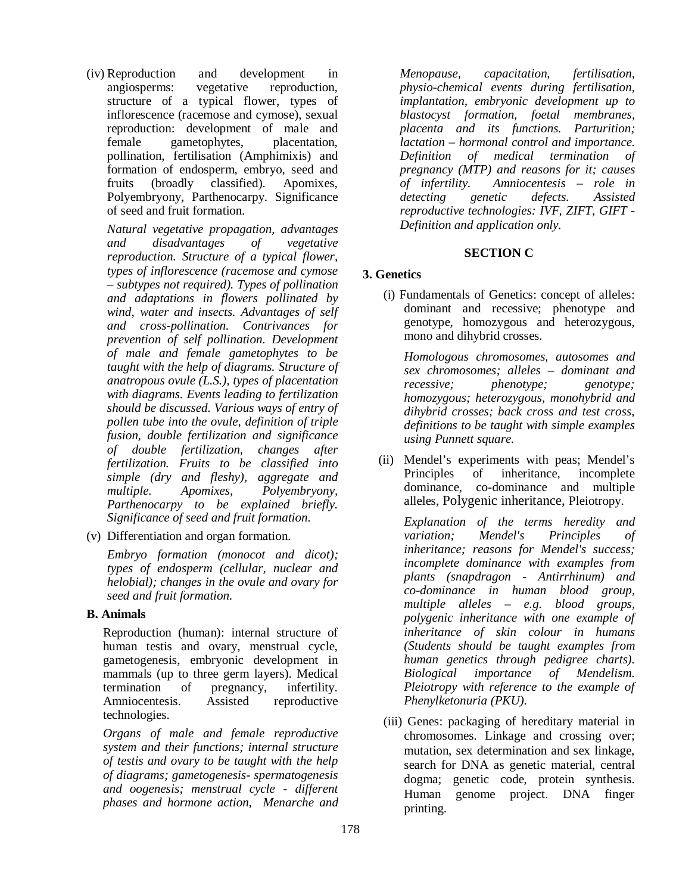(iv) Reproduction and development in angiosperms: vegetative reproduction, structure of a typical flower, types of inflorescence (racemose and cymose), sexual reproduction: development of male and female gametophytes, placentation, pollination, fertilisation (Amphimixis) and formation of endosperm, embryo, seed and fruits (broadly classified). Apomixes, Polyembryony, Parthenocarpy. Significance of seed and fruit formation.

*Natural vegetative propagation, advantages and disadvantages of vegetative reproduction. Structure of a typical flower, types of inflorescence (racemose and cymose – subtypes not required). Types of pollination and adaptations in flowers pollinated by wind, water and insects. Advantages of self and cross-pollination. Contrivances for prevention of self pollination. Development of male and female gametophytes to be taught with the help of diagrams. Structure of anatropous ovule (L.S.), types of placentation with diagrams. Events leading to fertilization should be discussed. Various ways of entry of pollen tube into the ovule, definition of triple fusion, double fertilization and significance of double fertilization, changes after fertilization. Fruits to be classified into simple (dry and fleshy), aggregate and multiple. Apomixes, Polyembryony, Parthenocarpy to be explained briefly. Significance of seed and fruit formation.*

(v) Differentiation and organ formation.

*Embryo formation (monocot and dicot); types of endosperm (cellular, nuclear and helobial); changes in the ovule and ovary for seed and fruit formation.*

**B. Animals**

Reproduction (human): internal structure of human testis and ovary, menstrual cycle, gametogenesis, embryonic development in mammals (up to three germ layers). Medical termination of pregnancy, infertility. Amniocentesis. Assisted reproductive technologies.

*Organs of male and female reproductive system and their functions; internal structure of testis and ovary to be taught with the help of diagrams; gametogenesis- spermatogenesis and oogenesis; menstrual cycle - different phases and hormone action, Menarche and Menopause, capacitation, fertilisation, physio-chemical events during fertilisation, implantation, embryonic development up to blastocyst formation, foetal membranes, placenta and its functions. Parturition; lactation – hormonal control and importance. Definition of medical termination of pregnancy (MTP) and reasons for it; causes of infertility. Amniocentesis – role in detecting genetic defects. Assisted reproductive technologies: IVF, ZIFT, GIFT - Definition and application only.*

## SECTION C

**3. Genetics**

(i) Fundamentals of Genetics: concept of alleles: dominant and recessive; phenotype and genotype, homozygous and heterozygous, mono and dihybrid crosses.

*Homologous chromosomes, autosomes and sex chromosomes; alleles – dominant and recessive; phenotype; genotype; homozygous; heterozygous, monohybrid and dihybrid crosses; back cross and test cross, definitions to be taught with simple examples using Punnett square.*

(ii) Mendel's experiments with peas; Mendel's Principles of inheritance, incomplete dominance, co-dominance and multiple alleles, Polygenic inheritance, Pleiotropy.

*Explanation of the terms heredity and variation; Mendel's Principles of inheritance; reasons for Mendel's success; incomplete dominance with examples from plants (snapdragon - Antirrhinum) and co-dominance in human blood group, multiple alleles – e.g. blood groups, polygenic inheritance with one example of inheritance of skin colour in humans (Students should be taught examples from human genetics through pedigree charts). Biological importance of Mendelism. Pleiotropy with reference to the example of Phenylketonuria (PKU).*

(iii) Genes: packaging of hereditary material in chromosomes. Linkage and crossing over; mutation, sex determination and sex linkage, search for DNA as genetic material, central dogma; genetic code, protein synthesis. Human genome project. DNA finger printing.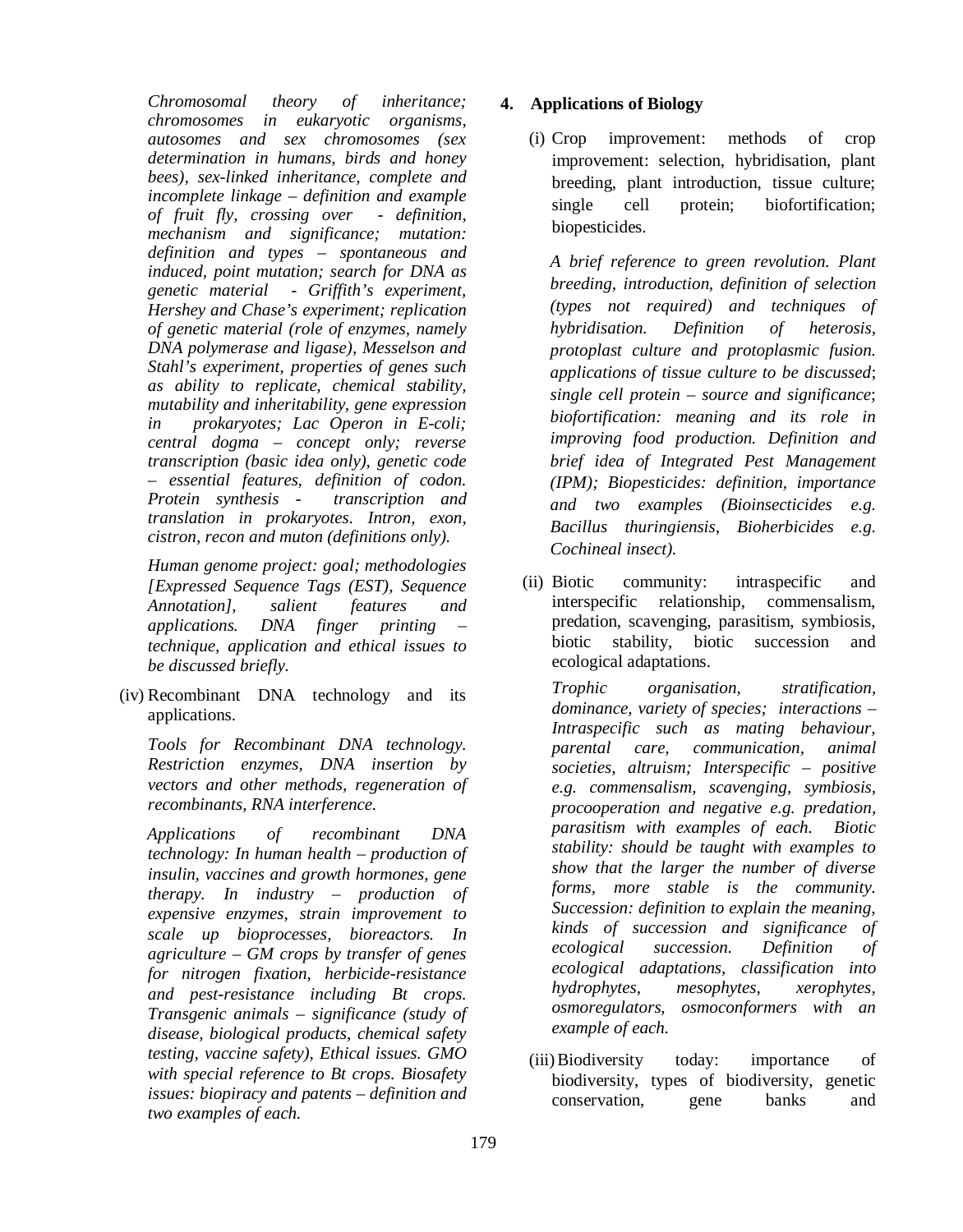*Chromosomal theory of inheritance; chromosomes in eukaryotic organisms, autosomes and sex chromosomes (sex determination in humans, birds and honey bees), sex-linked inheritance, complete and incomplete linkage – definition and example of fruit fly, crossing over - definition, mechanism and significance; mutation: definition and types – spontaneous and induced, point mutation; search for DNA as genetic material - Griffith's experiment, Hershey and Chase's experiment; replication of genetic material (role of enzymes, namely DNA polymerase and ligase), Messelson and Stahl's experiment, properties of genes such as ability to replicate, chemical stability, mutability and inheritability, gene expression in prokaryotes; Lac Operon in E-coli; central dogma – concept only; reverse transcription (basic idea only), genetic code – essential features, definition of codon. Protein synthesis - transcription and translation in prokaryotes. Intron, exon, cistron, recon and muton (definitions only).*

*Human genome project: goal; methodologies [Expressed Sequence Tags (EST), Sequence Annotation], salient features and applications. DNA finger printing – technique, application and ethical issues to be discussed briefly.*

(iv) Recombinant DNA technology and its applications.

*Tools for Recombinant DNA technology. Restriction enzymes, DNA insertion by vectors and other methods, regeneration of recombinants, RNA interference.*

*Applications of recombinant DNA technology: In human health – production of insulin, vaccines and growth hormones, gene therapy. In industry – production of expensive enzymes, strain improvement to scale up bioprocesses, bioreactors. In agriculture – GM crops by transfer of genes for nitrogen fixation, herbicide-resistance and pest-resistance including Bt crops. Transgenic animals – significance (study of disease, biological products, chemical safety testing, vaccine safety), Ethical issues. GMO with special reference to Bt crops. Biosafety issues: biopiracy and patents – definition and two examples of each.*

**4. Applications of Biology**

(i) Crop improvement: methods of crop improvement: selection, hybridisation, plant breeding, plant introduction, tissue culture; single cell protein; biofortification; biopesticides.

*A brief reference to green revolution. Plant breeding, introduction, definition of selection (types not required) and techniques of hybridisation. Definition of heterosis, protoplast culture and protoplasmic fusion. applications of tissue culture to be discussed; single cell protein – source and significance; biofortification: meaning and its role in improving food production. Definition and brief idea of Integrated Pest Management (IPM); Biopesticides: definition, importance and two examples (Bioinsecticides e.g. Bacillus thuringiensis, Bioherbicides e.g. Cochineal insect).*

(ii) Biotic community: intraspecific and interspecific relationship, commensalism, predation, scavenging, parasitism, symbiosis, biotic stability, biotic succession and ecological adaptations.

*Trophic organisation, stratification, dominance, variety of species; interactions – Intraspecific such as mating behaviour, parental care, communication, animal societies, altruism; Interspecific – positive e.g. commensalism, scavenging, symbiosis, procooperation and negative e.g. predation, parasitism with examples of each. Biotic stability: should be taught with examples to show that the larger the number of diverse forms, more stable is the community. Succession: definition to explain the meaning, kinds of succession and significance of ecological succession. Definition of ecological adaptations, classification into hydrophytes, mesophytes, xerophytes, osmoregulators, osmoconformers with an example of each.*

(iii) Biodiversity today: importance of biodiversity, types of biodiversity, genetic conservation, gene banks and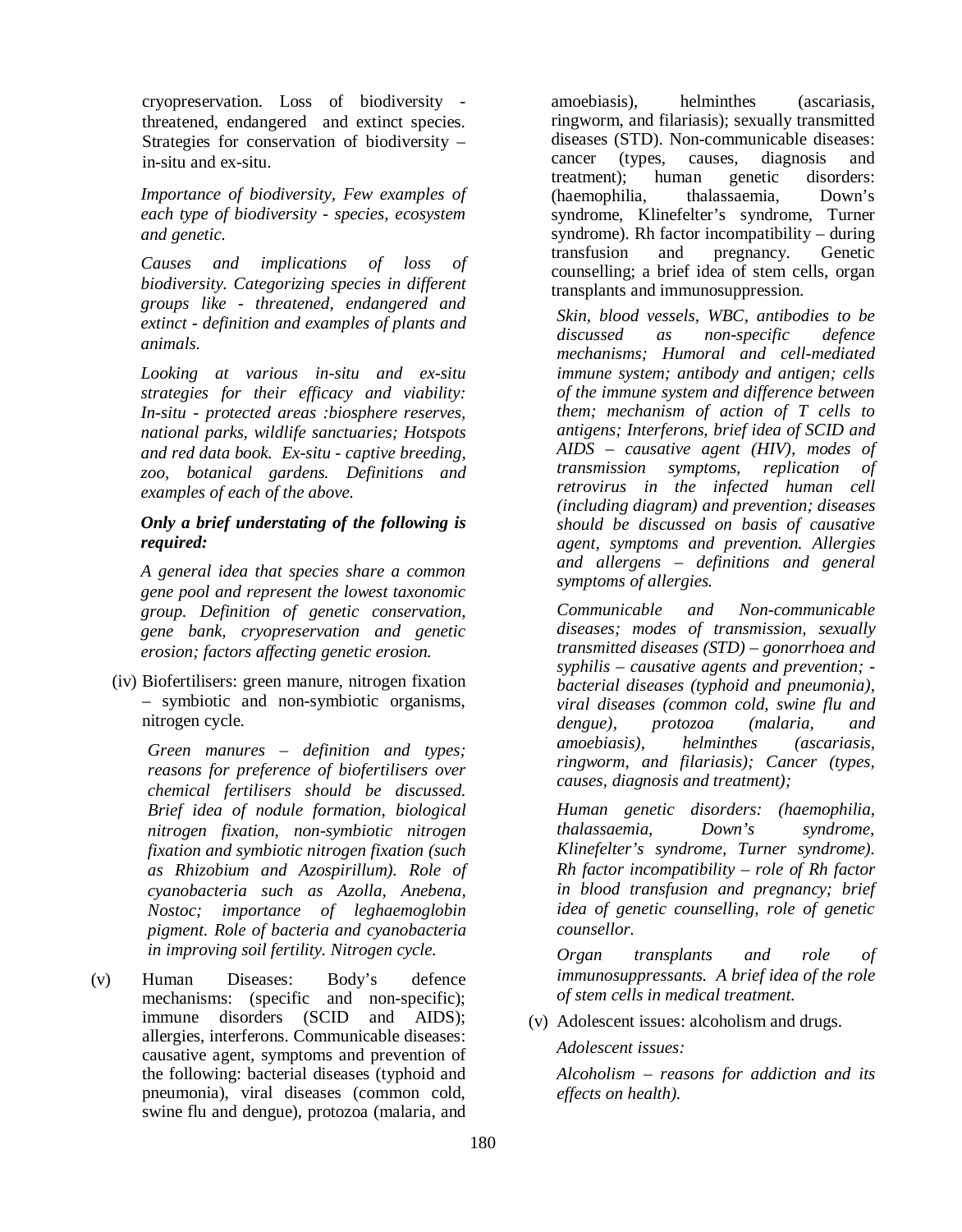cryopreservation. Loss of biodiversity - threatened, endangered and extinct species. Strategies for conservation of biodiversity – in-situ and ex-situ.

*Importance of biodiversity, Few examples of each type of biodiversity - species, ecosystem and genetic.*

*Causes and implications of loss of biodiversity. Categorizing species in different groups like - threatened, endangered and extinct - definition and examples of plants and animals.*

*Looking at various in-situ and ex-situ strategies for their efficacy and viability: In-situ - protected areas :biosphere reserves, national parks, wildlife sanctuaries; Hotspots and red data book. Ex-situ - captive breeding, zoo, botanical gardens. Definitions and examples of each of the above.*

***Only a brief understating of the following is required:***

*A general idea that species share a common gene pool and represent the lowest taxonomic group. Definition of genetic conservation, gene bank, cryopreservation and genetic erosion; factors affecting genetic erosion.*

(iv) Biofertilisers: green manure, nitrogen fixation – symbiotic and non-symbiotic organisms, nitrogen cycle.

*Green manures – definition and types; reasons for preference of biofertilisers over chemical fertilisers should be discussed. Brief idea of nodule formation, biological nitrogen fixation, non-symbiotic nitrogen fixation and symbiotic nitrogen fixation (such as Rhizobium and Azospirillum). Role of cyanobacteria such as Azolla, Anebena, Nostoc; importance of leghaemoglobin pigment. Role of bacteria and cyanobacteria in improving soil fertility. Nitrogen cycle.*

(v) Human Diseases: Body's defence mechanisms: (specific and non-specific); immune disorders (SCID and AIDS); allergies, interferons. Communicable diseases: causative agent, symptoms and prevention of the following: bacterial diseases (typhoid and pneumonia), viral diseases (common cold, swine flu and dengue), protozoa (malaria, and amoebiasis), helminthes (ascariasis, ringworm, and filariasis); sexually transmitted diseases (STD). Non-communicable diseases: cancer (types, causes, diagnosis and treatment); human genetic disorders: (haemophilia, thalassaemia, Down's syndrome, Klinefelter's syndrome, Turner syndrome). Rh factor incompatibility – during transfusion and pregnancy. Genetic counselling; a brief idea of stem cells, organ transplants and immunosuppression.

*Skin, blood vessels, WBC, antibodies to be discussed as non-specific defence mechanisms; Humoral and cell-mediated immune system; antibody and antigen; cells of the immune system and difference between them; mechanism of action of T cells to antigens; Interferons, brief idea of SCID and AIDS – causative agent (HIV), modes of transmission symptoms, replication of retrovirus in the infected human cell (including diagram) and prevention; diseases should be discussed on basis of causative agent, symptoms and prevention. Allergies and allergens – definitions and general symptoms of allergies.*

*Communicable and Non-communicable diseases; modes of transmission, sexually transmitted diseases (STD) – gonorrhoea and syphilis – causative agents and prevention; - bacterial diseases (typhoid and pneumonia), viral diseases (common cold, swine flu and dengue), protozoa (malaria, and amoebiasis), helminthes (ascariasis, ringworm, and filariasis); Cancer (types, causes, diagnosis and treatment);*

*Human genetic disorders: (haemophilia, thalassaemia, Down's syndrome, Klinefelter's syndrome, Turner syndrome). Rh factor incompatibility – role of Rh factor in blood transfusion and pregnancy; brief idea of genetic counselling, role of genetic counsellor.*

*Organ transplants and role of immunosuppressants. A brief idea of the role of stem cells in medical treatment.*

(v) Adolescent issues: alcoholism and drugs.

*Adolescent issues:*

*Alcoholism – reasons for addiction and its effects on health).*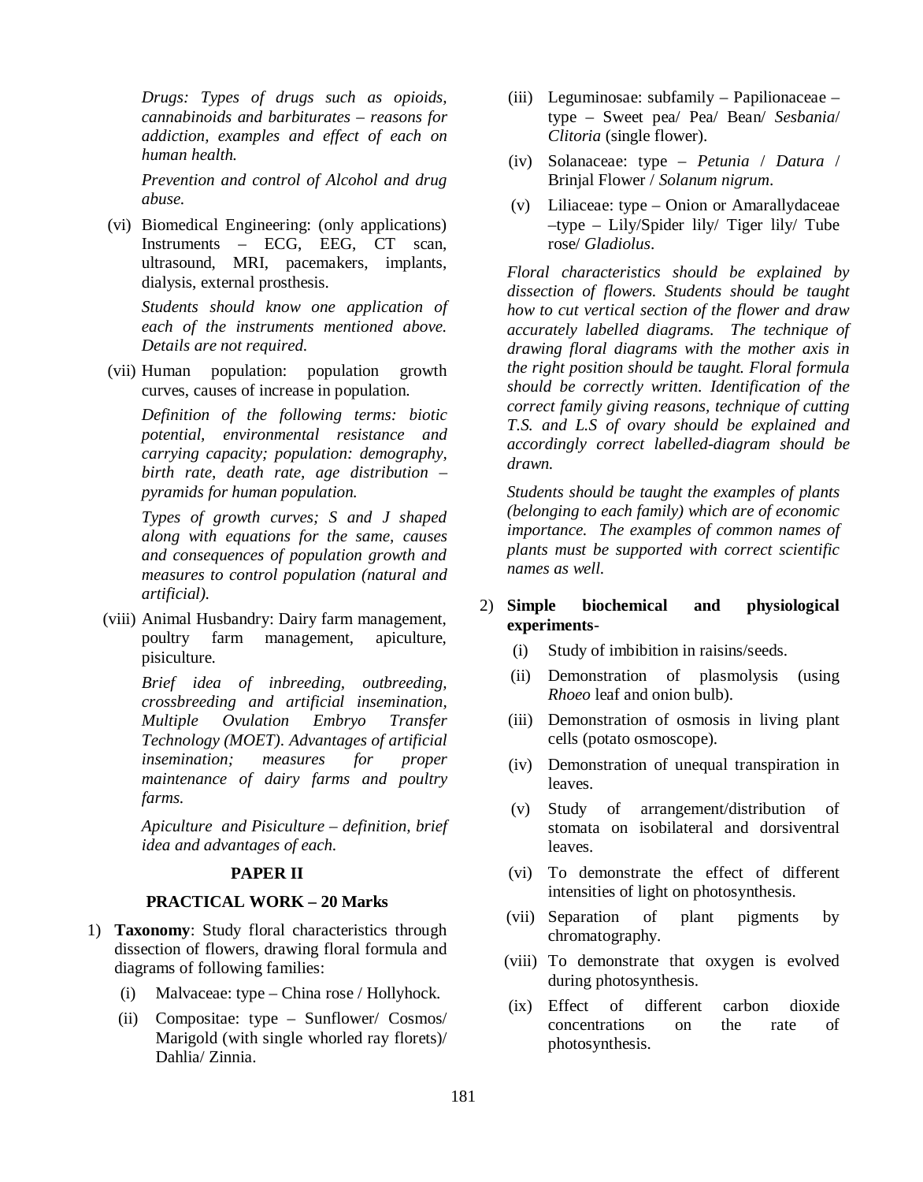*Drugs: Types of drugs such as opioids, cannabinoids and barbiturates – reasons for addiction, examples and effect of each on human health.*

*Prevention and control of Alcohol and drug abuse.*

(vi) Biomedical Engineering: (only applications) Instruments – ECG, EEG, CT scan, ultrasound, MRI, pacemakers, implants, dialysis, external prosthesis.

*Students should know one application of each of the instruments mentioned above. Details are not required.*

(vii) Human population: population growth curves, causes of increase in population.

*Definition of the following terms: biotic potential, environmental resistance and carrying capacity; population: demography, birth rate, death rate, age distribution – pyramids for human population.*

*Types of growth curves; S and J shaped along with equations for the same, causes and consequences of population growth and measures to control population (natural and artificial).*

(viii) Animal Husbandry: Dairy farm management, poultry farm management, apiculture, pisiculture.

*Brief idea of inbreeding, outbreeding, crossbreeding and artificial insemination, Multiple Ovulation Embryo Transfer Technology (MOET). Advantages of artificial insemination; measures for proper maintenance of dairy farms and poultry farms.*

*Apiculture and Pisiculture – definition, brief idea and advantages of each.*

## PAPER II

### PRACTICAL WORK – 20 Marks

1) **Taxonomy**: Study floral characteristics through dissection of flowers, drawing floral formula and diagrams of following families:

   (i) Malvaceae: type – China rose / Hollyhock.

   (ii) Compositae: type – Sunflower/ Cosmos/ Marigold (with single whorled ray florets)/ Dahlia/ Zinnia.

   (iii) Leguminosae: subfamily – Papilionaceae – type – Sweet pea/ Pea/ Bean/ *Sesbania*/ *Clitoria* (single flower).

   (iv) Solanaceae: type – *Petunia* / *Datura* / Brinjal Flower / *Solanum nigrum*.

   (v) Liliaceae: type – Onion or Amarallydaceae –type – Lily/Spider lily/ Tiger lily/ Tube rose/ *Gladiolus*.

   *Floral characteristics should be explained by dissection of flowers. Students should be taught how to cut vertical section of the flower and draw accurately labelled diagrams. The technique of drawing floral diagrams with the mother axis in the right position should be taught. Floral formula should be correctly written. Identification of the correct family giving reasons, technique of cutting T.S. and L.S of ovary should be explained and accordingly correct labelled-diagram should be drawn.*

   *Students should be taught the examples of plants (belonging to each family) which are of economic importance. The examples of common names of plants must be supported with correct scientific names as well.*

2) **Simple biochemical and physiological experiments**-

   (i) Study of imbibition in raisins/seeds.

   (ii) Demonstration of plasmolysis (using *Rhoeo* leaf and onion bulb).

   (iii) Demonstration of osmosis in living plant cells (potato osmoscope).

   (iv) Demonstration of unequal transpiration in leaves.

   (v) Study of arrangement/distribution of stomata on isobilateral and dorsiventral leaves.

   (vi) To demonstrate the effect of different intensities of light on photosynthesis.

   (vii) Separation of plant pigments by chromatography.

   (viii) To demonstrate that oxygen is evolved during photosynthesis.

   (ix) Effect of different carbon dioxide concentrations on the rate of photosynthesis.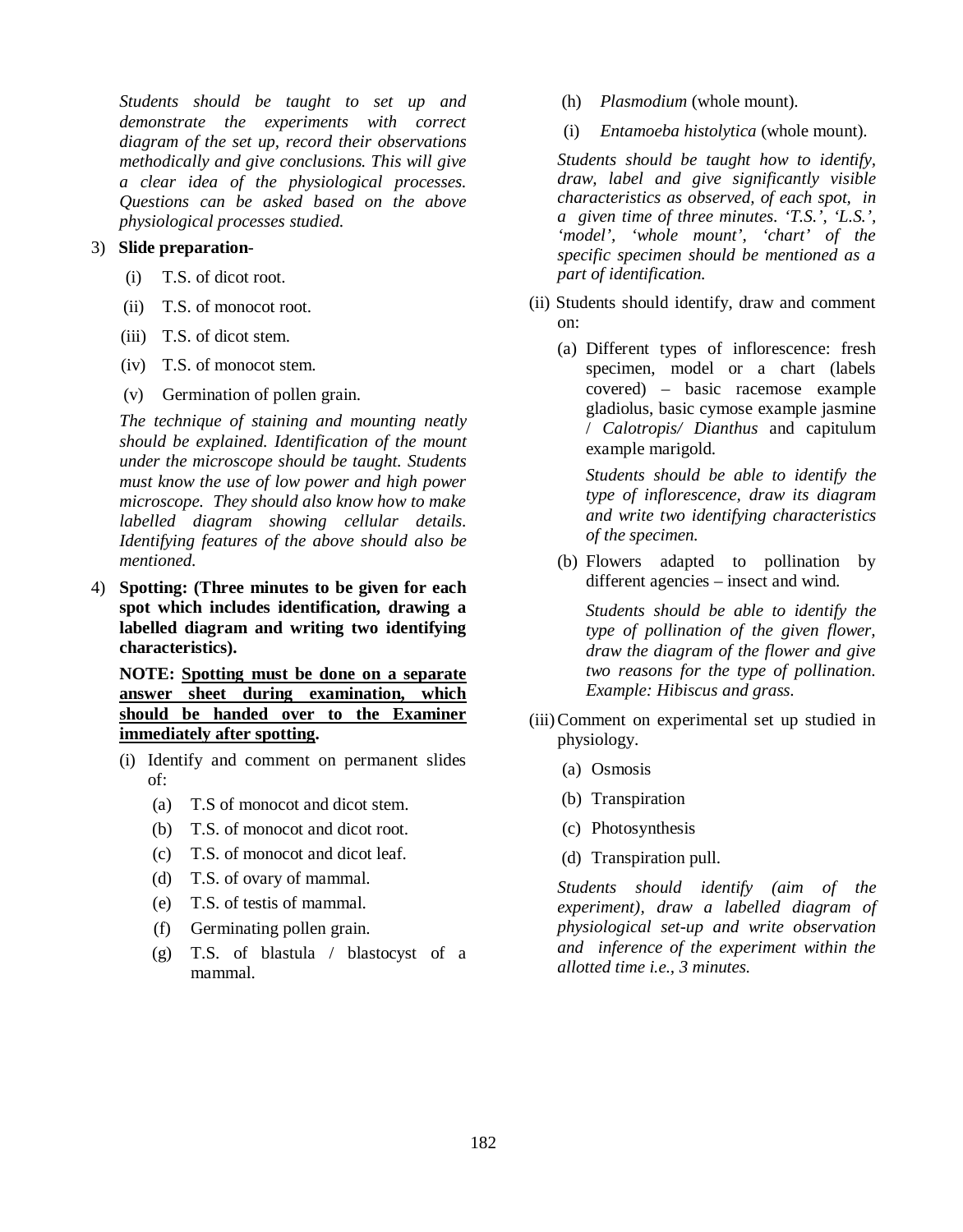*Students should be taught to set up and demonstrate the experiments with correct diagram of the set up, record their observations methodically and give conclusions. This will give a clear idea of the physiological processes. Questions can be asked based on the above physiological processes studied.*

3) **Slide preparation-**

   (i) T.S. of dicot root.

   (ii) T.S. of monocot root.

   (iii) T.S. of dicot stem.

   (iv) T.S. of monocot stem.

   (v) Germination of pollen grain.

   *The technique of staining and mounting neatly should be explained. Identification of the mount under the microscope should be taught. Students must know the use of low power and high power microscope. They should also know how to make labelled diagram showing cellular details. Identifying features of the above should also be mentioned.*

4) **Spotting: (Three minutes to be given for each spot which includes identification, drawing a labelled diagram and writing two identifying characteristics).**

   **NOTE: <u>Spotting must be done on a separate answer sheet during examination, which should be handed over to the Examiner immediately after spotting</u>.**

   (i) Identify and comment on permanent slides of:

      (a) T.S of monocot and dicot stem.

      (b) T.S. of monocot and dicot root.

      (c) T.S. of monocot and dicot leaf.

      (d) T.S. of ovary of mammal.

      (e) T.S. of testis of mammal.

      (f) Germinating pollen grain.

      (g) T.S. of blastula / blastocyst of a mammal.

      (h) *Plasmodium* (whole mount).

      (i) *Entamoeba histolytica* (whole mount).

      *Students should be taught how to identify, draw, label and give significantly visible characteristics as observed, of each spot, in a given time of three minutes. 'T.S.', 'L.S.', 'model', 'whole mount', 'chart' of the specific specimen should be mentioned as a part of identification.*

   (ii) Students should identify, draw and comment on:

      (a) Different types of inflorescence: fresh specimen, model or a chart (labels covered) – basic racemose example gladiolus, basic cymose example jasmine / *Calotropis/ Dianthus* and capitulum example marigold.

      *Students should be able to identify the type of inflorescence, draw its diagram and write two identifying characteristics of the specimen.*

      (b) Flowers adapted to pollination by different agencies – insect and wind.

      *Students should be able to identify the type of pollination of the given flower, draw the diagram of the flower and give two reasons for the type of pollination. Example: Hibiscus and grass.*

   (iii) Comment on experimental set up studied in physiology.

      (a) Osmosis

      (b) Transpiration

      (c) Photosynthesis

      (d) Transpiration pull.

      *Students should identify (aim of the experiment), draw a labelled diagram of physiological set-up and write observation and inference of the experiment within the allotted time i.e., 3 minutes.*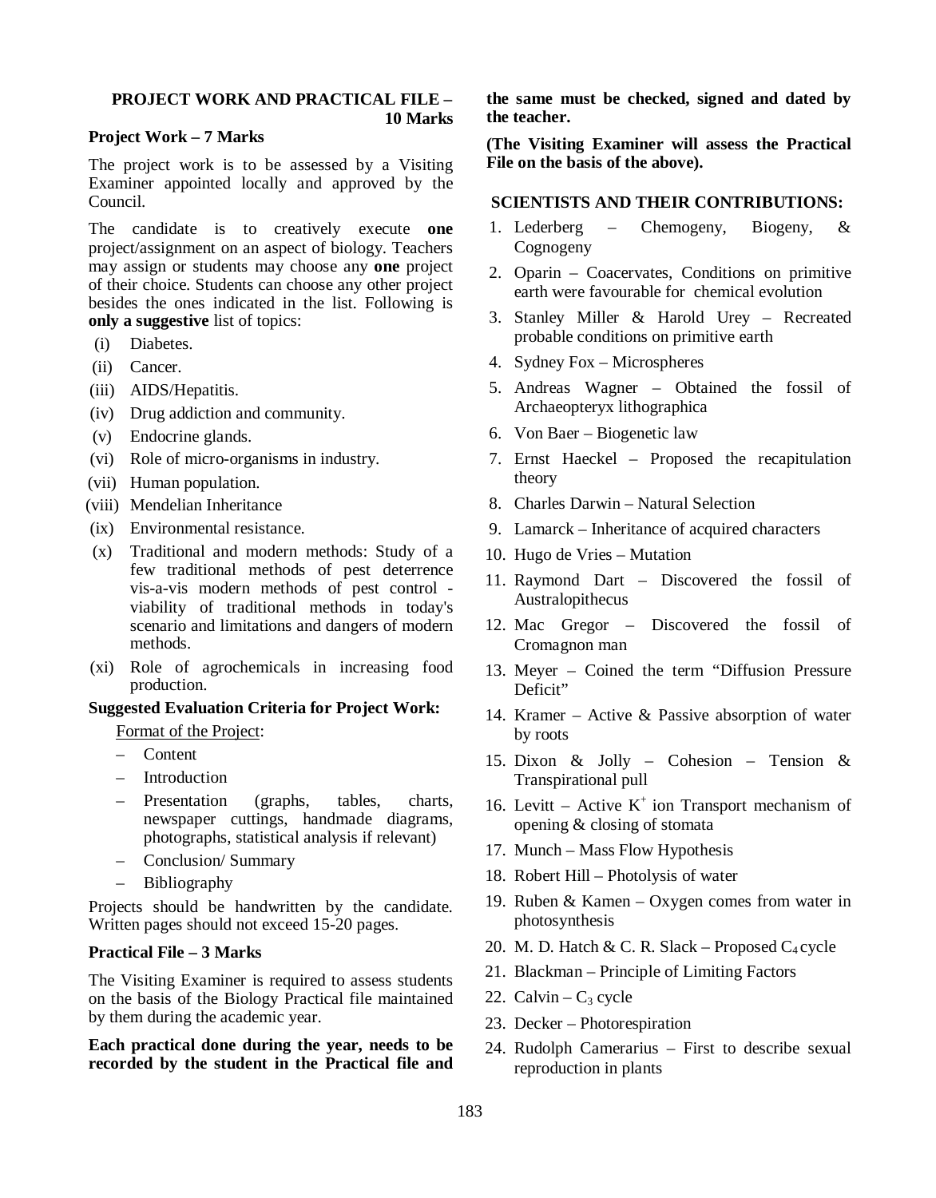### PROJECT WORK AND PRACTICAL FILE – 10 Marks

**Project Work – 7 Marks**

The project work is to be assessed by a Visiting Examiner appointed locally and approved by the Council.

The candidate is to creatively execute **one** project/assignment on an aspect of biology. Teachers may assign or students may choose any **one** project of their choice. Students can choose any other project besides the ones indicated in the list. Following is **only a suggestive** list of topics:

- (i) Diabetes.
- (ii) Cancer.
- (iii) AIDS/Hepatitis.
- (iv) Drug addiction and community.
- (v) Endocrine glands.
- (vi) Role of micro-organisms in industry.
- (vii) Human population.
- (viii) Mendelian Inheritance
- (ix) Environmental resistance.
- (x) Traditional and modern methods: Study of a few traditional methods of pest deterrence vis-a-vis modern methods of pest control - viability of traditional methods in today's scenario and limitations and dangers of modern methods.
- (xi) Role of agrochemicals in increasing food production.

**Suggested Evaluation Criteria for Project Work:**

Format of the Project:

- Content
- Introduction
- Presentation (graphs, tables, charts, newspaper cuttings, handmade diagrams, photographs, statistical analysis if relevant)
- Conclusion/ Summary
- Bibliography

Projects should be handwritten by the candidate. Written pages should not exceed 15-20 pages.

**Practical File – 3 Marks**

The Visiting Examiner is required to assess students on the basis of the Biology Practical file maintained by them during the academic year.

**Each practical done during the year, needs to be recorded by the student in the Practical file and the same must be checked, signed and dated by the teacher.**

**(The Visiting Examiner will assess the Practical File on the basis of the above).**

### SCIENTISTS AND THEIR CONTRIBUTIONS:

1. Lederberg – Chemogeny, Biogeny, & Cognogeny
2. Oparin – Coacervates, Conditions on primitive earth were favourable for chemical evolution
3. Stanley Miller & Harold Urey – Recreated probable conditions on primitive earth
4. Sydney Fox – Microspheres
5. Andreas Wagner – Obtained the fossil of Archaeopteryx lithographica
6. Von Baer – Biogenetic law
7. Ernst Haeckel – Proposed the recapitulation theory
8. Charles Darwin – Natural Selection
9. Lamarck – Inheritance of acquired characters
10. Hugo de Vries – Mutation
11. Raymond Dart – Discovered the fossil of Australopithecus
12. Mac Gregor – Discovered the fossil of Cromagnon man
13. Meyer – Coined the term "Diffusion Pressure Deficit"
14. Kramer – Active & Passive absorption of water by roots
15. Dixon & Jolly – Cohesion – Tension & Transpirational pull
16. Levitt – Active $K^+$ ion Transport mechanism of opening & closing of stomata
17. Munch – Mass Flow Hypothesis
18. Robert Hill – Photolysis of water
19. Ruben & Kamen – Oxygen comes from water in photosynthesis
20. M. D. Hatch & C. R. Slack – Proposed $C_4$ cycle
21. Blackman – Principle of Limiting Factors
22. Calvin – $C_3$ cycle
23. Decker – Photorespiration
24. Rudolph Camerarius – First to describe sexual reproduction in plants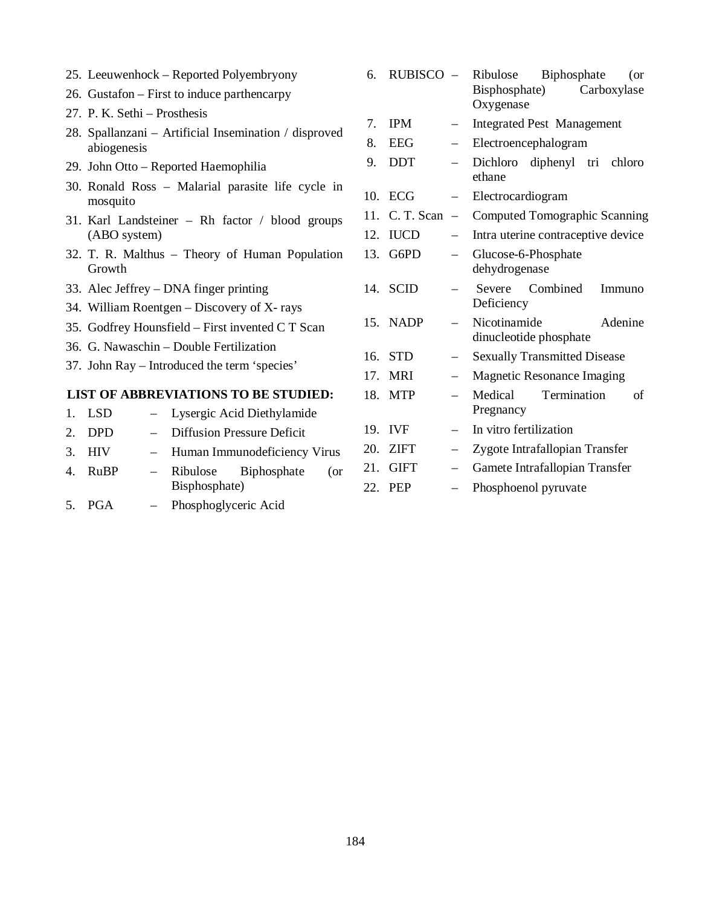25. Leeuwenhock – Reported Polyembryony
26. Gustafon – First to induce parthencarpy
27. P. K. Sethi – Prosthesis
28. Spallanzani – Artificial Insemination / disproved abiogenesis
29. John Otto – Reported Haemophilia
30. Ronald Ross – Malarial parasite life cycle in mosquito
31. Karl Landsteiner – Rh factor / blood groups (ABO system)
32. T. R. Malthus – Theory of Human Population Growth
33. Alec Jeffrey – DNA finger printing
34. William Roentgen – Discovery of X- rays
35. Godfrey Hounsfield – First invented C T Scan
36. G. Nawaschin – Double Fertilization
37. John Ray – Introduced the term ‘species’

**LIST OF ABBREVIATIONS TO BE STUDIED:**

1. LSD – Lysergic Acid Diethylamide
2. DPD – Diffusion Pressure Deficit
3. HIV – Human Immunodeficiency Virus
4. RuBP – Ribulose Biphosphate (or Bisphosphate)
5. PGA – Phosphoglyceric Acid
6. RUBISCO – Ribulose Biphosphate (or Bisphosphate) Carboxylase Oxygenase
7. IPM – Integrated Pest Management
8. EEG – Electroencephalogram
9. DDT – Dichloro diphenyl tri chloro ethane
10. ECG – Electrocardiogram
11. C. T. Scan – Computed Tomographic Scanning
12. IUCD – Intra uterine contraceptive device
13. G6PD – Glucose-6-Phosphate dehydrogenase
14. SCID – Severe Combined Immuno Deficiency
15. NADP – Nicotinamide Adenine dinucleotide phosphate
16. STD – Sexually Transmitted Disease
17. MRI – Magnetic Resonance Imaging
18. MTP – Medical Termination of Pregnancy
19. IVF – In vitro fertilization
20. ZIFT – Zygote Intrafallopian Transfer
21. GIFT – Gamete Intrafallopian Transfer
22. PEP – Phosphoenol pyruvate